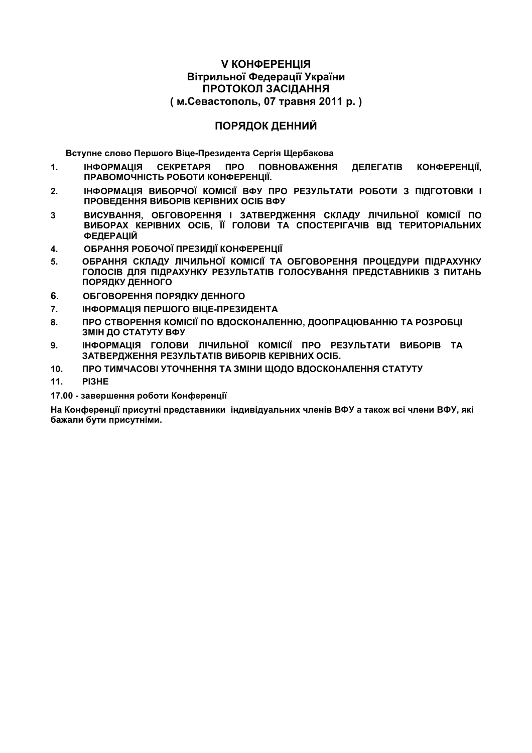# V КОНФЕРЕНЦІЯ
## Вітрильної Федерації України
## ПРОТОКОЛ ЗАСІДАННЯ
## ( м.Севастополь, 07 травня 2011 р. )

## ПОРЯДОК ДЕННИЙ

**Вступне слово Першого Віце-Президента Сергія Щербакова**

1. **ІНФОРМАЦІЯ СЕКРЕТАРЯ ПРО ПОВНОВАЖЕННЯ ДЕЛЕГАТІВ КОНФЕРЕНЦІЇ, ПРАВОМОЧНІСТЬ РОБОТИ КОНФЕРЕНЦІЇ.**
2. **ІНФОРМАЦІЯ ВИБОРЧОЇ КОМІСІЇ ВФУ ПРО РЕЗУЛЬТАТИ РОБОТИ З ПІДГОТОВКИ І ПРОВЕДЕННЯ ВИБОРІВ КЕРІВНИХ ОСІБ ВФУ**
3. **ВИСУВАННЯ, ОБГОВОРЕННЯ І ЗАТВЕРДЖЕННЯ СКЛАДУ ЛІЧИЛЬНОЇ КОМІСІЇ ПО ВИБОРАХ КЕРІВНИХ ОСІБ, ЇЇ ГОЛОВИ ТА СПОСТЕРІГАЧІВ ВІД ТЕРИТОРІАЛЬНИХ ФЕДЕРАЦІЙ**
4. **ОБРАННЯ РОБОЧОЇ ПРЕЗИДІЇ КОНФЕРЕНЦІЇ**
5. **ОБРАННЯ СКЛАДУ ЛІЧИЛЬНОЇ КОМІСІЇ ТА ОБГОВОРЕННЯ ПРОЦЕДУРИ ПІДРАХУНКУ ГОЛОСІВ ДЛЯ ПІДРАХУНКУ РЕЗУЛЬТАТІВ ГОЛОСУВАННЯ ПРЕДСТАВНИКІВ З ПИТАНЬ ПОРЯДКУ ДЕННОГО**
6. **ОБГОВОРЕННЯ ПОРЯДКУ ДЕННОГО**
7. **ІНФОРМАЦІЯ ПЕРШОГО ВІЦЕ-ПРЕЗИДЕНТА**
8. **ПРО СТВОРЕННЯ КОМІСІЇ ПО ВДОСКОНАЛЕННЮ, ДООПРАЦЮВАННЮ ТА РОЗРОБЦІ ЗМІН ДО СТАТУТУ ВФУ**
9. **ІНФОРМАЦІЯ ГОЛОВИ ЛІЧИЛЬНОЇ КОМІСІЇ ПРО РЕЗУЛЬТАТИ ВИБОРІВ ТА ЗАТВЕРДЖЕННЯ РЕЗУЛЬТАТІВ ВИБОРІВ КЕРІВНИХ ОСІБ.**
10. **ПРО ТИМЧАСОВІ УТОЧНЕННЯ ТА ЗМІНИ ЩОДО ВДОСКОНАЛЕННЯ СТАТУТУ**
11. **РІЗНЕ**

**17.00 - завершення роботи Конференції**

**На Конференції присутні представники індивідуальних членів ВФУ а також всі члени ВФУ, які бажали бути присутніми.**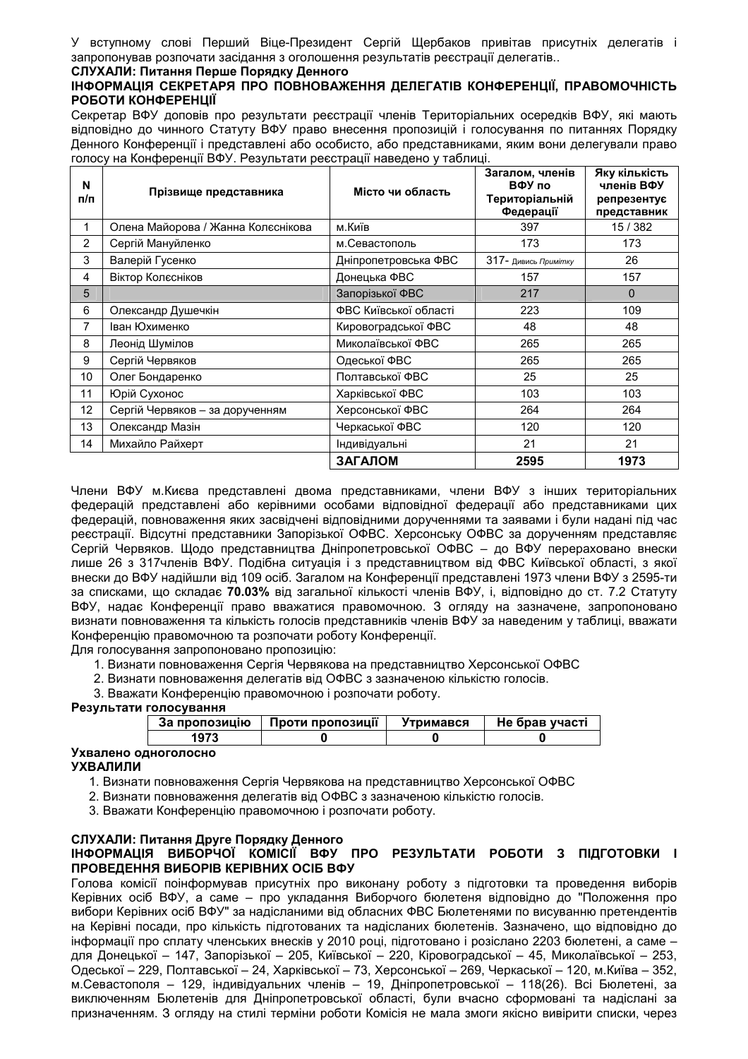У вступному слові Перший Віце-Президент Сергій Щербаков привітав присутніх делегатів і запропонував розпочати засідання з оголошення результатів реєстрації делегатів..

**СЛУХАЛИ: Питання Перше Порядку Денного**

**ІНФОРМАЦІЯ СЕКРЕТАРЯ ПРО ПОВНОВАЖЕННЯ ДЕЛЕГАТІВ КОНФЕРЕНЦІЇ, ПРАВОМОЧНІСТЬ РОБОТИ КОНФЕРЕНЦІЇ**

Секретар ВФУ доповів про результати реєстрації членів Територіальних осередків ВФУ, які мають відповідно до чинного Статуту ВФУ право внесення пропозицій і голосування по питаннях Порядку Денного Конференції і представлені або особисто, або представниками, яким вони делегували право голосу на Конференції ВФУ. Результати реєстрації наведено у таблиці.

| N п/п | Прізвище представника | Місто чи область | Загалом, членів ВФУ по Територіальній Федерації | Яку кількість членів ВФУ репрезентує представник |
|---|---|---|---|---|
| 1 | Олена Майорова / Жанна Колєснікова | м.Київ | 397 | 15 / 382 |
| 2 | Сергій Мануйленко | м.Севастополь | 173 | 173 |
| 3 | Валерій Гусенко | Дніпропетровська ФВС | 317- *Дивись Примітку* | 26 |
| 4 | Віктор Колєсніков | Донецька ФВС | 157 | 157 |
| 5 | | Запорізької ФВС | 217 | 0 |
| 6 | Олександр Душечкін | ФВС Київської області | 223 | 109 |
| 7 | Іван Юхименко | Кировоградської ФВС | 48 | 48 |
| 8 | Леонід Шумілов | Миколаївської ФВС | 265 | 265 |
| 9 | Сергій Червяков | Одеської ФВС | 265 | 265 |
| 10 | Олег Бондаренко | Полтавської ФВС | 25 | 25 |
| 11 | Юрій Сухонос | Харківської ФВС | 103 | 103 |
| 12 | Сергій Червяков – за дорученням | Херсонської ФВС | 264 | 264 |
| 13 | Олександр Мазін | Черкаської ФВС | 120 | 120 |
| 14 | Михайло Райхерт | Індивідуальні | 21 | 21 |
| | | **ЗАГАЛОМ** | **2595** | **1973** |

Члени ВФУ м.Києва представлені двома представниками, члени ВФУ з інших територіальних федерацій представлені або керівними особами відповідної федерації або представниками цих федерацій, повноваження яких засвідчені відповідними дорученнями та заявами і були надані під час реєстрації. Відсутні представники Запорізької ОФВС. Херсонську ОФВС за дорученням представляє Сергій Червяков. Щодо представництва Дніпропетровської ОФВС – до ВФУ перераховано внески лише 26 з 317членів ВФУ. Подібна ситуація і з представництвом від ФВС Київської області, з якої внески до ВФУ надійшли від 109 осіб. Загалом на Конференції представлені 1973 члени ВФУ з 2595-ти за списками, що складає **70.03%** від загальної кількості членів ВФУ, і, відповідно до ст. 7.2 Статуту ВФУ, надає Конференції право вважатися правомочною. З огляду на зазначене, запропоновано визнати повноваження та кількість голосів представників членів ВФУ за наведеним у таблиці, вважати Конференцію правомочною та розпочати роботу Конференції.

Для голосування запропоновано пропозицію:

1. Визнати повноваження Сергія Червякова на представництво Херсонської ОФВС
2. Визнати повноваження делегатів від ОФВС з зазначеною кількістю голосів.
3. Вважати Конференцію правомочною і розпочати роботу.

**Результати голосування**

| За пропозицію | Проти пропозиції | Утримався | Не брав участі |
|---|---|---|---|
| 1973 | 0 | 0 | 0 |

**Ухвалено одноголосно**

**УХВАЛИЛИ**

1. Визнати повноваження Сергія Червякова на представництво Херсонської ОФВС
2. Визнати повноваження делегатів від ОФВС з зазначеною кількістю голосів.
3. Вважати Конференцію правомочною і розпочати роботу.

**СЛУХАЛИ: Питання Друге Порядку Денного**

**ІНФОРМАЦІЯ ВИБОРЧОЇ КОМІСІЇ ВФУ ПРО РЕЗУЛЬТАТИ РОБОТИ З ПІДГОТОВКИ І ПРОВЕДЕННЯ ВИБОРІВ КЕРІВНИХ ОСІБ ВФУ**

Голова комісії поінформував присутніх про виконану роботу з підготовки та проведення виборів Керівних осіб ВФУ, а саме – про укладання Виборчого бюлетеня відповідно до "Положення про вибори Керівних осіб ВФУ" за надісланими від обласних ФВС Бюлетенями по висуванню претендентів на Керівні посади, про кількість підготованих та надісланих бюлетенів. Зазначено, що відповідно до інформації про сплату членських внесків у 2010 році, підготовано і розіслано 2203 бюлетені, а саме – для Донецької – 147, Запорізької – 205, Київської – 220, Кіровоградської – 45, Миколаївської – 253, Одеської – 229, Полтавської – 24, Харківської – 73, Херсонської – 269, Черкаської – 120, м.Києва – 352, м.Севастополя – 129, індивідуальних членів – 19, Дніпропетровської – 118(26). Всі Бюлетені, за виключенням Бюлетенів для Дніпропетровської області, були вчасно сформовані та надіслані за призначенням. З огляду на стилі терміни роботи Комісія не мала змоги якісно вивірити списки, через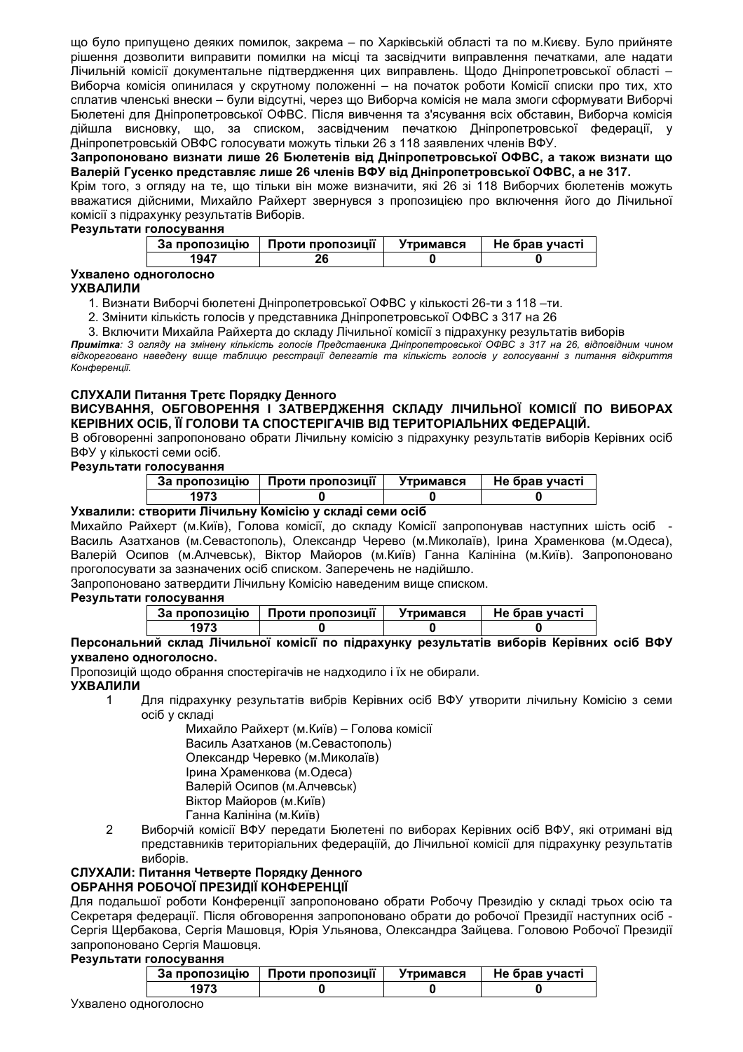що було припущено деяких помилок, закрема – по Харківській області та по м.Києву. Було прийняте рішення дозволити виправити помилки на місці та засвідчити виправлення печатками, але надати Лічильній комісії документальне підтвердження цих виправлень. Щодо Дніпропетровської області – Виборча комісія опинилася у скрутному положенні – на початок роботи Комісії списки про тих, хто сплатив членські внески – були відсутні, через що Виборча комісія не мала змоги сформувати Виборчі Бюлетені для Дніпропетровської ОФВС. Після вивчення та з'ясування всіх обставин, Виборча комісія дійшла висновку, що, за списком, засвідченим печаткою Дніпропетровської федерації, у Дніпропетровській ОВФС голосувати можуть тільки 26 з 118 заявлених членів ВФУ.

**Запропоновано визнати лише 26 Бюлетенів від Дніпропетровської ОФВС, а також визнати що Валерій Гусенко представляє лише 26 членів ВФУ від Дніпропетровської ОФВС, а не 317.**

Крім того, з огляду на те, що тільки він може визначити, які 26 зі 118 Виборчих бюлетенів можуть вважатися дійсними, Михайло Райхерт звернувся з пропозицією про включення його до Лічильної комісії з підрахунку результатів Виборів.

**Результати голосування**

| За пропозицію | Проти пропозиції | Утримався | Не брав участі |
|---|---|---|---|
| 1947 | 26 | 0 | 0 |

**Ухвалено одноголосно**

**УХВАЛИЛИ**

1. Визнати Виборчі бюлетені Дніпропетровської ОФВС у кількості 26-ти з 118 –ти.
2. Змінити кількість голосів у представника Дніпропетровської ОФВС з 317 на 26
3. Включити Михайла Райхерта до складу Лічильної комісії з підрахунку результатів виборів

***Примітка****: З огляду на змінену кількість голосів Представника Дніпропетровської ОФВС з 317 на 26, відповідним чином відкореговано наведену вище таблицю реєстрації делегатів та кількість голосів у голосуванні з питання відкриття Конференції.*

**СЛУХАЛИ Питання Третє Порядку Денного**

**ВИСУВАННЯ, ОБГОВОРЕННЯ І ЗАТВЕРДЖЕННЯ СКЛАДУ ЛІЧИЛЬНОЇ КОМІСІЇ ПО ВИБОРАХ КЕРІВНИХ ОСІБ, ЇЇ ГОЛОВИ ТА СПОСТЕРІГАЧІВ ВІД ТЕРИТОРІАЛЬНИХ ФЕДЕРАЦІЙ.**

В обговоренні запропоновано обрати Лічильну комісію з підрахунку результатів виборів Керівних осіб ВФУ у кількості семи осіб.

**Результати голосування**

| За пропозицію | Проти пропозиції | Утримався | Не брав участі |
|---|---|---|---|
| 1973 | 0 | 0 | 0 |

**Ухвалили: створити Лічильну Комісію у складі семи осіб**

Михайло Райхерт (м.Київ), Голова комісії, до складу Комісії запропонував наступних шість осіб - Василь Азатханов (м.Севастополь), Олександр Черево (м.Миколаїв), Ірина Храменкова (м.Одеса), Валерій Осипов (м.Алчевськ), Віктор Майоров (м.Київ) Ганна Калініна (м.Київ). Запропоновано проголосувати за зазначених осіб списком. Заперечень не надійшло.

Запропоновано затвердити Лічильну Комісію наведеним вище списком.

**Результати голосування**

| За пропозицію | Проти пропозиції | Утримався | Не брав участі |
|---|---|---|---|
| 1973 | 0 | 0 | 0 |

**Персональний склад Лічильної комісії по підрахунку результатів виборів Керівних осіб ВФУ ухвалено одноголосно.**

Пропозицій щодо обрання спостерігачів не надходило і їх не обирали.

**УХВАЛИЛИ**

1. Для підрахунку результатів вибрів Керівних осіб ВФУ утворити лічильну Комісію з семи осіб у складі
   - Михайло Райхерт (м.Київ) – Голова комісії
   - Василь Азатханов (м.Севастополь)
   - Олександр Черевко (м.Миколаїв)
   - Ірина Храменкова (м.Одеса)
   - Валерій Осипов (м.Алчевськ)
   - Віктор Майоров (м.Київ)
   - Ганна Калініна (м.Київ)
2. Виборчій комісії ВФУ передати Бюлетені по виборах Керівних осіб ВФУ, які отримані від представників територіальних федераціїй, до Лічильної комісії для підрахунку результатів виборів.

**СЛУХАЛИ: Питання Четверте Порядку Денного**

**ОБРАННЯ РОБОЧОЇ ПРЕЗИДІЇ КОНФЕРЕНЦІЇ**

Для подальшої роботи Конференції запропоновано обрати Робочу Президію у складі трьох осію та Секретаря федерації. Після обговорення запропоновано обрати до робочої Президії наступних осіб - Сергія Щербакова, Сергія Машовця, Юрія Ульянова, Олександра Зайцева. Головою Робочої Президії запропоновано Сергія Машовця.

**Результати голосування**

| За пропозицію | Проти пропозиції | Утримався | Не брав участі |
|---|---|---|---|
| 1973 | 0 | 0 | 0 |

Ухвалено одноголосно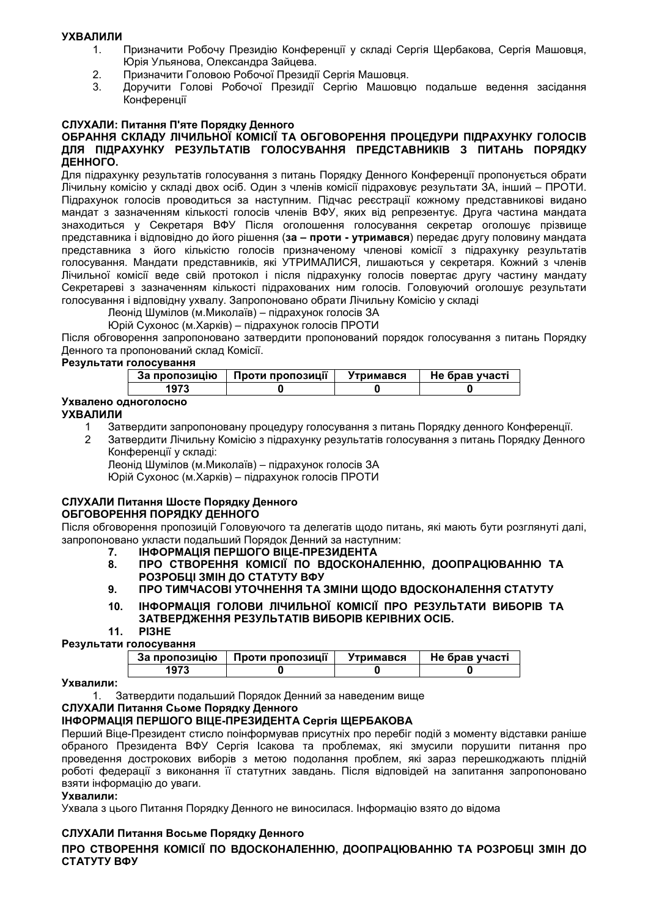**УХВАЛИЛИ**

1. Призначити Робочу Президію Конференції у складі Сергія Щербакова, Сергія Машовця, Юрія Ульянова, Олександра Зайцева.
2. Призначити Головою Робочої Президії Сергія Машовця.
3. Доручити Голові Робочої Президії Сергію Машовцю подальше ведення засідання Конференції

**СЛУХАЛИ: Питання П'яте Порядку Денного**

**ОБРАННЯ СКЛАДУ ЛІЧИЛЬНОЇ КОМІСІЇ ТА ОБГОВОРЕННЯ ПРОЦЕДУРИ ПІДРАХУНКУ ГОЛОСІВ ДЛЯ ПІДРАХУНКУ РЕЗУЛЬТАТІВ ГОЛОСУВАННЯ ПРЕДСТАВНИКІВ З ПИТАНЬ ПОРЯДКУ ДЕННОГО.**

Для підрахунку результатів голосування з питань Порядку Денного Конференції пропонується обрати Лічильну комісію у складі двох осіб. Один з членів комісії підраховує результати ЗА, інший – ПРОТИ. Підрахунок голосів проводиться за наступним. Підчас реєстрації кожному представникові видано мандат з зазначенням кількості голосів членів ВФУ, яких від репрезентує. Друга частина мандата знаходиться у Секретаря ВФУ Після оголошення голосування секретар оголошує прізвище представника і відповідно до його рішення (**за – проти - утримався**) передає другу половину мандата представника з його кількістю голосів призначеному членові комісії з підрахунку результатів голосування. Мандати представників, які УТРИМАЛИСЯ, лишаються у секретаря. Кожний з членів Лічильної комісії веде свій протокол і після підрахунку голосів повертає другу частину мандату Секретареві з зазначенням кількості підрахованих ним голосів. Головуючий оголошує результати голосування і відповідну ухвалу. Запропоновано обрати Лічильну Комісію у складі

Леонід Шумілов (м.Миколаїв) – підрахунок голосів ЗА

Юрій Сухонос (м.Харків) – підрахунок голосів ПРОТИ

Після обговорення запропоновано затвердити пропонований порядок голосування з питань Порядку Денного та пропонований склад Комісії.

**Результати голосування**

| За пропозицію | Проти пропозиції | Утримався | Не брав участі |
|---|---|---|---|
| 1973 | 0 | 0 | 0 |

**Ухвалено одноголосно**

**УХВАЛИЛИ**

1. Затвердити запропоновану процедуру голосування з питань Порядку денного Конференції.
2. Затвердити Лічильну Комісію з підрахунку результатів голосування з питань Порядку Денного Конференції у складі:
   Леонід Шумілов (м.Миколаїв) – підрахунок голосів ЗА
   Юрій Сухонос (м.Харків) – підрахунок голосів ПРОТИ

**СЛУХАЛИ Питання Шосте Порядку Денного**

**ОБГОВОРЕННЯ ПОРЯДКУ ДЕННОГО**

Після обговорення пропозицій Головуючого та делегатів щодо питань, які мають бути розглянуті далі, запропоновано укласти подальший Порядок Денний за наступним:

7. **ІНФОРМАЦІЯ ПЕРШОГО ВІЦЕ-ПРЕЗИДЕНТА**
8. **ПРО СТВОРЕННЯ КОМІСІЇ ПО ВДОСКОНАЛЕННЮ, ДООПРАЦЮВАННЮ ТА РОЗРОБЦІ ЗМІН ДО СТАТУТУ ВФУ**
9. **ПРО ТИМЧАСОВІ УТОЧНЕННЯ ТА ЗМІНИ ЩОДО ВДОСКОНАЛЕННЯ СТАТУТУ**
10. **ІНФОРМАЦІЯ ГОЛОВИ ЛІЧИЛЬНОЇ КОМІСІЇ ПРО РЕЗУЛЬТАТИ ВИБОРІВ ТА ЗАТВЕРДЖЕННЯ РЕЗУЛЬТАТІВ ВИБОРІВ КЕРІВНИХ ОСІБ.**
11. **РІЗНЕ**

**Результати голосування**

| За пропозицію | Проти пропозиції | Утримався | Не брав участі |
|---|---|---|---|
| 1973 | 0 | 0 | 0 |

**Ухвалили:**

1. Затвердити подальший Порядок Денний за наведеним вище

**СЛУХАЛИ Питання Сьоме Порядку Денного**

**ІНФОРМАЦІЯ ПЕРШОГО ВІЦЕ-ПРЕЗИДЕНТА Сергія ЩЕРБАКОВА**

Перший Віце-Президент стисло поінформував присутніх про перебіг подій з моменту відставки раніше обраного Президента ВФУ Сергія Ісакова та проблемах, які змусили порушити питання про проведення дострокових виборів з метою подолання проблем, які зараз перешкоджають плідній роботі федерації з виконання її статутних завдань. Після відповідей на запитання запропоновано взяти інформацію до уваги.

**Ухвалили:**

Ухвала з цього Питання Порядку Денного не виносилася. Інформацію взято до відома

**СЛУХАЛИ Питання Восьме Порядку Денного**

**ПРО СТВОРЕННЯ КОМІСІЇ ПО ВДОСКОНАЛЕННЮ, ДООПРАЦЮВАННЮ ТА РОЗРОБЦІ ЗМІН ДО СТАТУТУ ВФУ**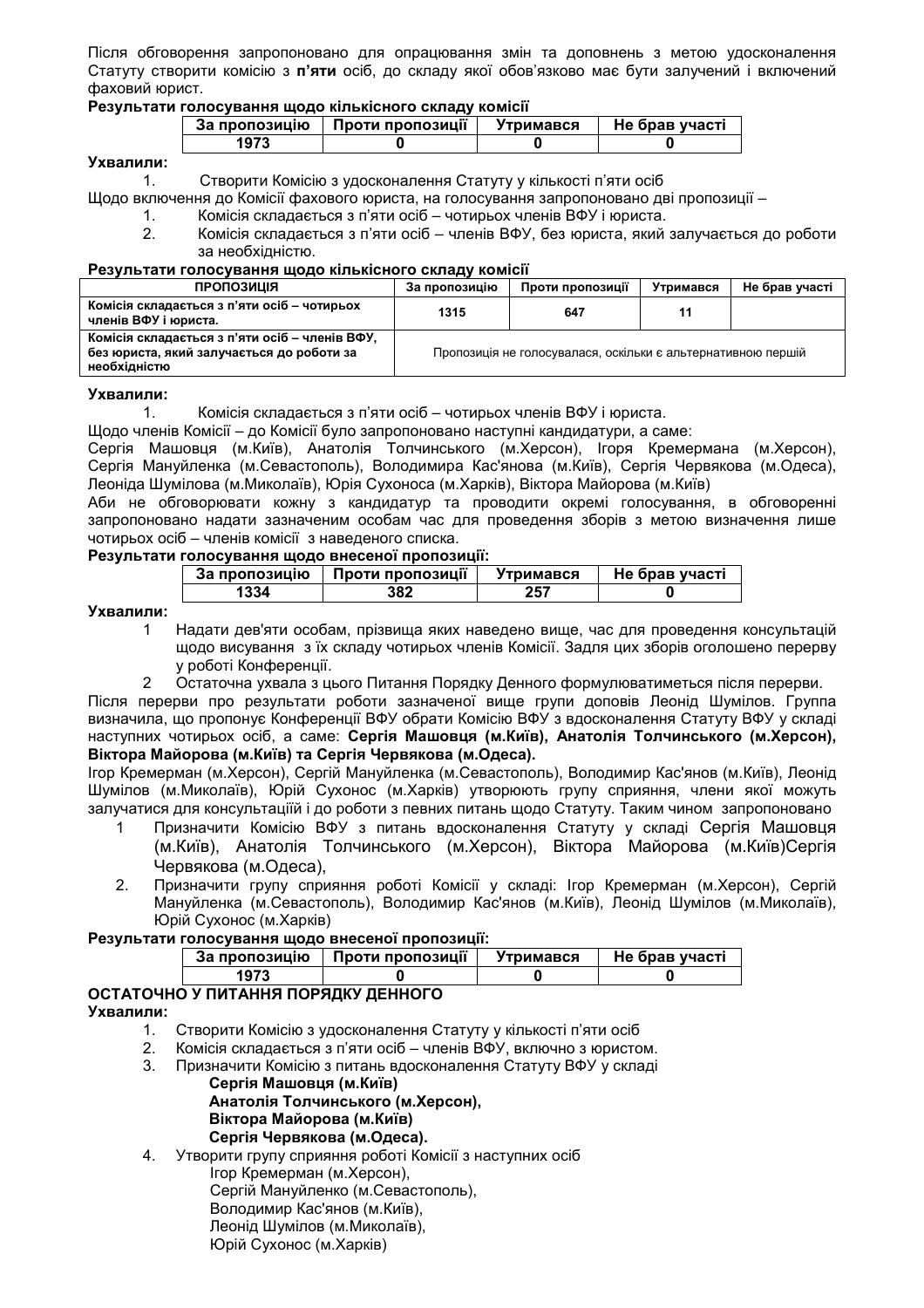Після обговорення запропоновано для опрацювання змін та доповнень з метою удосконалення Статуту створити комісію з **п'яти** осіб, до складу якої обов'язково має бути залучений і включений фаховий юрист.

**Результати голосування щодо кількісного складу комісії**

| За пропозицію | Проти пропозиції | Утримався | Не брав участі |
|---|---|---|---|
| 1973 | 0 | 0 | 0 |

**Ухвалили:**

1. Створити Комісію з удосконалення Статуту у кількості п'яти осіб

Щодо включення до Комісії фахового юриста, на голосування запропоновано дві пропозиції –

1. Комісія складається з п'яти осіб – чотирьох членів ВФУ і юриста.
2. Комісія складається з п'яти осіб – членів ВФУ, без юриста, який залучається до роботи за необхідністю.

**Результати голосування щодо кількісного складу комісії**

| ПРОПОЗИЦІЯ | За пропозицію | Проти пропозиції | Утримався | Не брав участі |
|---|---|---|---|---|
| **Комісія складається з п'яти осіб – чотирьох членів ВФУ і юриста.** | 1315 | 647 | 11 | |
| **Комісія складається з п'яти осіб – членів ВФУ, без юриста, який залучається до роботи за необхідністю** | Пропозиція не голосувалася, оскільки є альтернативною першій | | | |

**Ухвалили:**

1. Комісія складається з п'яти осіб – чотирьох членів ВФУ і юриста.

Щодо членів Комісії – до Комісії було запропоновано наступні кандидатури, а саме:
Сергія Машовця (м.Київ), Анатолія Толчинського (м.Херсон), Ігоря Кремермана (м.Херсон), Сергія Мануйленка (м.Севастополь), Володимира Кас'янова (м.Київ), Сергія Червякова (м.Одеса), Леоніда Шумілова (м.Миколаїв), Юрія Сухоноса (м.Харків), Віктора Майорова (м.Київ)

Аби не обговорювати кожну з кандидатур та проводити окремі голосування, в обговоренні запропоновано надати зазначеним особам час для проведення зборів з метою визначення лише чотирьох осіб – членів комісії з наведеного списка.

**Результати голосування щодо внесеної пропозиції:**

| За пропозицію | Проти пропозиції | Утримався | Не брав участі |
|---|---|---|---|
| 1334 | 382 | 257 | 0 |

**Ухвалили:**

1. Надати дев'яти особам, прізвища яких наведено вище, час для проведення консультацій щодо висування з їх складу чотирьох членів Комісії. Задля цих зборів оголошено перерву у роботі Конференції.
2. Остаточна ухвала з цього Питання Порядку Денного формулюватиметься після перерви.

Після перерви про результати роботи зазначеної вище групи доповів Леонід Шумілов. Группа визначила, що пропонує Конференції ВФУ обрати Комісію ВФУ з вдосконалення Статуту ВФУ у складі наступних чотирьох осіб, а саме: **Сергія Машовця (м.Київ), Анатолія Толчинського (м.Херсон), Віктора Майорова (м.Київ) та Сергія Червякова (м.Одеса).**

Ігор Кремерман (м.Херсон), Сергій Мануйленка (м.Севастополь), Володимир Кас'янов (м.Київ), Леонід Шумілов (м.Миколаїв), Юрій Сухонос (м.Харків) утворюють групу сприяння, члени якої можуть залучатися для консультацій і до роботи з певних питань щодо Статуту. Таким чином запропоновано

1. Призначити Комісію ВФУ з питань вдосконалення Статуту у складі Сергія Машовця (м.Київ), Анатолія Толчинського (м.Херсон), Віктора Майорова (м.Київ)Сергія Червякова (м.Одеса),
2. Призначити групу сприяння роботі Комісії у складі: Ігор Кремерман (м.Херсон), Сергій Мануйленка (м.Севастополь), Володимир Кас'янов (м.Київ), Леонід Шумілов (м.Миколаїв), Юрій Сухонос (м.Харків)

**Результати голосування щодо внесеної пропозиції:**

| За пропозицію | Проти пропозиції | Утримався | Не брав участі |
|---|---|---|---|
| 1973 | 0 | 0 | 0 |

**ОСТАТОЧНО У ПИТАННЯ ПОРЯДКУ ДЕННОГО**

**Ухвалили:**

1. Створити Комісію з удосконалення Статуту у кількості п'яти осіб
2. Комісія складається з п'яти осіб – членів ВФУ, включно з юристом.
3. Призначити Комісію з питань вдосконалення Статуту ВФУ у складі
   **Сергія Машовця (м.Київ)**
   **Анатолія Толчинського (м.Херсон),**
   **Віктора Майорова (м.Київ)**
   **Сергія Червякова (м.Одеса).**
4. Утворити групу сприяння роботі Комісії з наступних осіб
   Ігор Кремерман (м.Херсон),
   Сергій Мануйленко (м.Севастополь),
   Володимир Кас'янов (м.Київ),
   Леонід Шумілов (м.Миколаїв),
   Юрій Сухонос (м.Харків)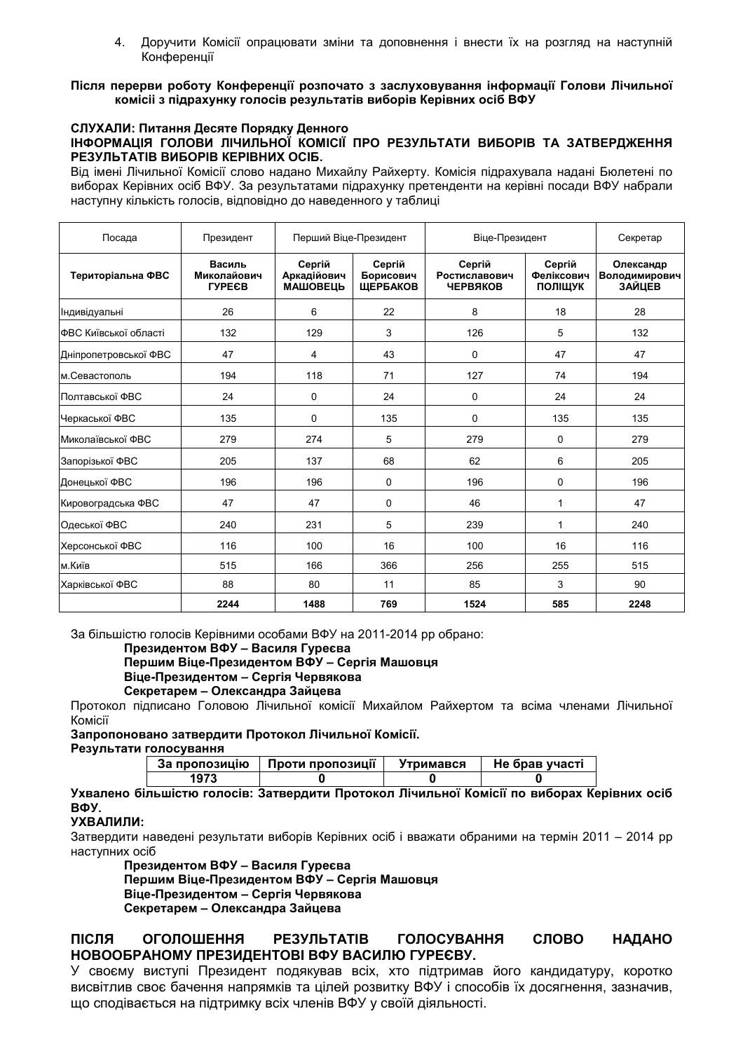4. Доручити Комісії опрацювати зміни та доповнення і внести їх на розгляд на наступній Конференції

**Після перерви роботу Конференції розпочато з заслуховування інформації Голови Лічильної комісії з підрахунку голосів результатів виборів Керівних осіб ВФУ**

**СЛУХАЛИ: Питання Десяте Порядку Денного**
**ІНФОРМАЦІЯ ГОЛОВИ ЛІЧИЛЬНОЇ КОМІСІЇ ПРО РЕЗУЛЬТАТИ ВИБОРІВ ТА ЗАТВЕРДЖЕННЯ РЕЗУЛЬТАТІВ ВИБОРІВ КЕРІВНИХ ОСІБ.**

Від імені Лічильної Комісії слово надано Михайлу Райхерту. Комісія підрахувала надані Бюлетені по виборах Керівних осіб ВФУ. За результатами підрахунку претенденти на керівні посади ВФУ набрали наступну кількість голосів, відповідно до наведенного у таблиці

| Посада | Президент | Перший Віце-Президент | | Віце-Президент | | Секретар |
|---|---|---|---|---|---|---|
| **Територіальна ФВС** | **Василь Миколайович ГУРЄЄВ** | **Сергій Аркадійович МАШОВЕЦЬ** | **Сергій Борисович ЩЕРБАКОВ** | **Сергій Ростиславович ЧЕРВЯКОВ** | **Сергій Феліксович ПОЛІЩУК** | **Олександр Володимирович ЗАЙЦЕВ** |
| Індивідуальні | 26 | 6 | 22 | 8 | 18 | 28 |
| ФВС Київської області | 132 | 129 | 3 | 126 | 5 | 132 |
| Дніпропетровської ФВС | 47 | 4 | 43 | 0 | 47 | 47 |
| м.Севастополь | 194 | 118 | 71 | 127 | 74 | 194 |
| Полтавської ФВС | 24 | 0 | 24 | 0 | 24 | 24 |
| Черкаської ФВС | 135 | 0 | 135 | 0 | 135 | 135 |
| Миколаївської ФВС | 279 | 274 | 5 | 279 | 0 | 279 |
| Запорізької ФВС | 205 | 137 | 68 | 62 | 6 | 205 |
| Донецької ФВС | 196 | 196 | 0 | 196 | 0 | 196 |
| Кировоградська ФВС | 47 | 47 | 0 | 46 | 1 | 47 |
| Одеської ФВС | 240 | 231 | 5 | 239 | 1 | 240 |
| Херсонської ФВС | 116 | 100 | 16 | 100 | 16 | 116 |
| м.Київ | 515 | 166 | 366 | 256 | 255 | 515 |
| Харківської ФВС | 88 | 80 | 11 | 85 | 3 | 90 |
| | **2244** | **1488** | **769** | **1524** | **585** | **2248** |

За більшістю голосів Керівними особами ВФУ на 2011-2014 рр обрано:

**Президентом ВФУ – Василя Гуреєва**
**Першим Віце-Президентом ВФУ – Сергія Машовця**
**Віце-Президентом – Сергія Червякова**
**Секретарем – Олександра Зайцева**

Протокол підписано Головою Лічильної комісії Михайлом Райхертом та всіма членами Лічильної Комісії

**Запропоновано затвердити Протокол Лічильної Комісії.**
**Результати голосування**

| За пропозицію | Проти пропозиції | Утримався | Не брав участі |
|---|---|---|---|
| 1973 | 0 | 0 | 0 |

**Ухвалено більшістю голосів: Затвердити Протокол Лічильної Комісії по виборах Керівних осіб ВФУ.**

**УХВАЛИЛИ:**

Затвердити наведені результати виборів Керівних осіб і вважати обраними на термін 2011 – 2014 рр наступних осіб

**Президентом ВФУ – Василя Гуреєва**
**Першим Віце-Президентом ВФУ – Сергія Машовця**
**Віце-Президентом – Сергія Червякова**
**Секретарем – Олександра Зайцева**

**ПІСЛЯ ОГОЛОШЕННЯ РЕЗУЛЬТАТІВ ГОЛОСУВАННЯ СЛОВО НАДАНО НОВООБРАНОМУ ПРЕЗИДЕНТОВІ ВФУ ВАСИЛЮ ГУРЕЄВУ.**

У своєму виступі Президент подякував всіх, хто підтримав його кандидатуру, коротко висвітлив своє бачення напрямків та цілей розвитку ВФУ і способів їх досягнення, зазначив, що сподівається на підтримку всіх членів ВФУ у своїй діяльності.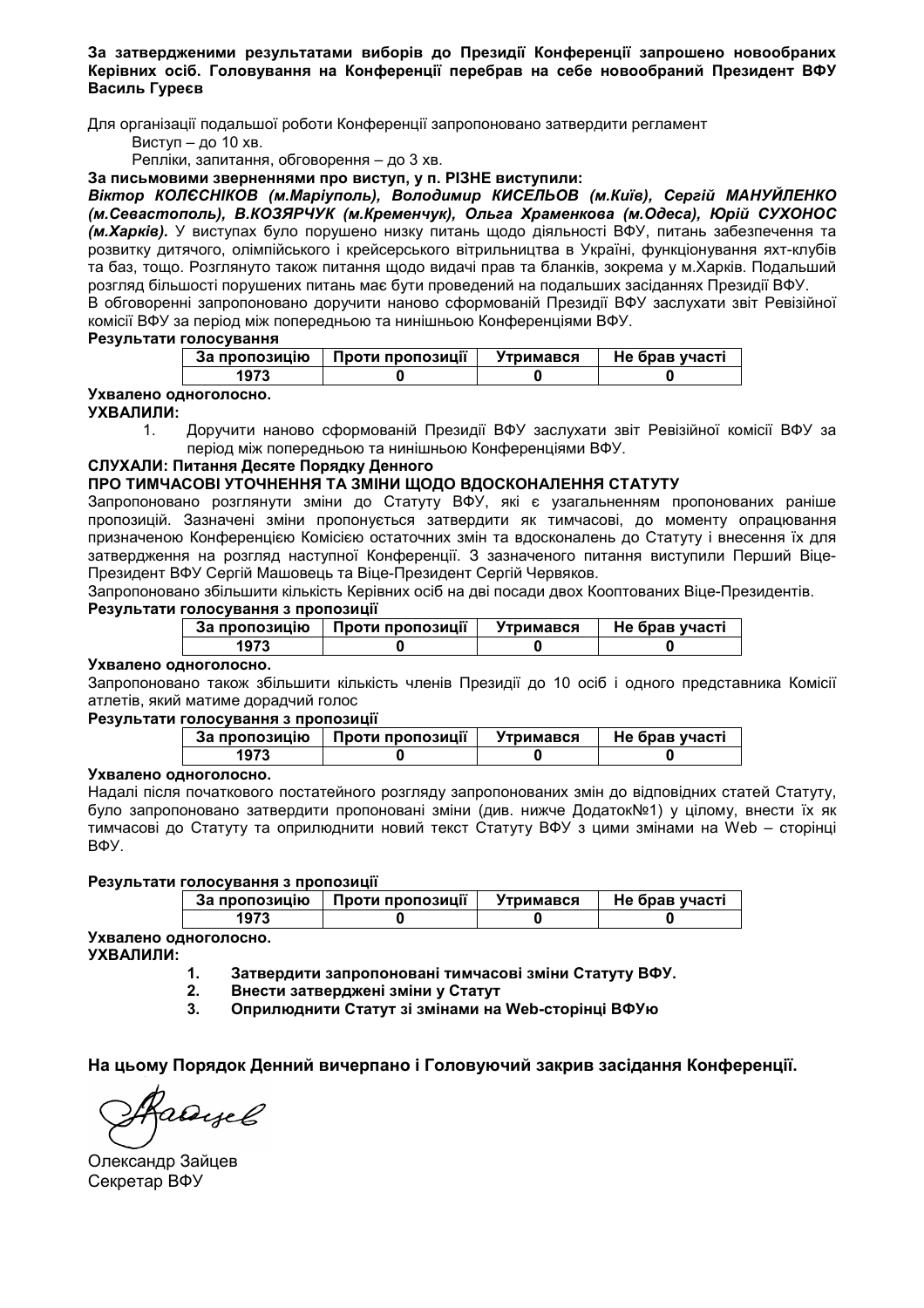**За затвердженими результатами виборів до Президії Конференції запрошено новообраних Керівних осіб. Головування на Конференції перебрав на себе новообраний Президент ВФУ Василь Гуреєв**

Для організації подальшої роботи Конференції запропоновано затвердити регламент

Виступ – до 10 хв.

Репліки, запитання, обговорення – до 3 хв.

**За письмовими зверненнями про виступ, у п. РІЗНЕ виступили:**

***Віктор КОЛЄСНІКОВ (м.Маріуполь), Володимир КИСЕЛЬОВ (м.Київ), Сергій МАНУЙЛЕНКО (м.Севастополь), В.КОЗЯРЧУК (м.Кременчук), Ольга Храменкова (м.Одеса), Юрій СУХОНОС (м.Харків).*** У виступах було порушено низку питань щодо діяльності ВФУ, питань забезпечення та розвитку дитячого, олімпійського і крейсерського вітрильництва в Україні, функціонування яхт-клубів та баз, тощо. Розглянуто також питання щодо видачі прав та бланків, зокрема у м.Харків. Подальший розгляд більшості порушених питань має бути проведений на подальших засіданнях Президії ВФУ.

В обговоренні запропоновано доручити наново сформованій Президії ВФУ заслухати звіт Ревізійної комісії ВФУ за період між попередньою та нинішньою Конференціями ВФУ.

**Результати голосування**

| За пропозицію | Проти пропозиції | Утримався | Не брав участі |
|---|---|---|---|
| 1973 | 0 | 0 | 0 |

**Ухвалено одноголосно.**

**УХВАЛИЛИ:**

1. Доручити наново сформованій Президії ВФУ заслухати звіт Ревізійної комісії ВФУ за період між попередньою та нинішньою Конференціями ВФУ.

**СЛУХАЛИ: Питання Десяте Порядку Денного**

**ПРО ТИМЧАСОВІ УТОЧНЕННЯ ТА ЗМІНИ ЩОДО ВДОСКОНАЛЕННЯ СТАТУТУ**

Запропоновано розглянути зміни до Статуту ВФУ, які є узагальненням пропонованих раніше пропозицій. Зазначені зміни пропонується затвердити як тимчасові, до моменту опрацювання призначеною Конференцією Комісією остаточних змін та вдосконалень до Статуту і внесення їх для затвердження на розгляд наступної Конференції. З зазначеного питання виступили Перший Віце-Президент ВФУ Сергій Машовець та Віце-Президент Сергій Червяков.

Запропоновано збільшити кількість Керівних осіб на дві посади двох Кооптованих Віце-Президентів.

**Результати голосування з пропозиції**

| За пропозицію | Проти пропозиції | Утримався | Не брав участі |
|---|---|---|---|
| 1973 | 0 | 0 | 0 |

**Ухвалено одноголосно.**

Запропоновано також збільшити кількість членів Президії до 10 осіб і одного представника Комісії атлетів, який матиме дорадчий голос

**Результати голосування з пропозиції**

| За пропозицію | Проти пропозиції | Утримався | Не брав участі |
|---|---|---|---|
| 1973 | 0 | 0 | 0 |

**Ухвалено одноголосно.**

Надалі після початкового постатейного розгляду запропонованих змін до відповідних статей Статуту, було запропоновано затвердити пропоновані зміни (див. нижче Додаток№1) у цілому, внести їх як тимчасові до Статуту та оприлюднити новий текст Статуту ВФУ з цими змінами на Web – сторінці ВФУ.

**Результати голосування з пропозиції**

| За пропозицію | Проти пропозиції | Утримався | Не брав участі |
|---|---|---|---|
| 1973 | 0 | 0 | 0 |

**Ухвалено одноголосно.**

**УХВАЛИЛИ:**

1. **Затвердити запропоновані тимчасові зміни Статуту ВФУ.**
2. **Внести затверджені зміни у Статут**
3. **Оприлюднити Статут зі змінами на Web-сторінці ВФУю**

**На цьому Порядок Денний вичерпано і Головуючий закрив засідання Конференції.**

Олександр Зайцев
Секретар ВФУ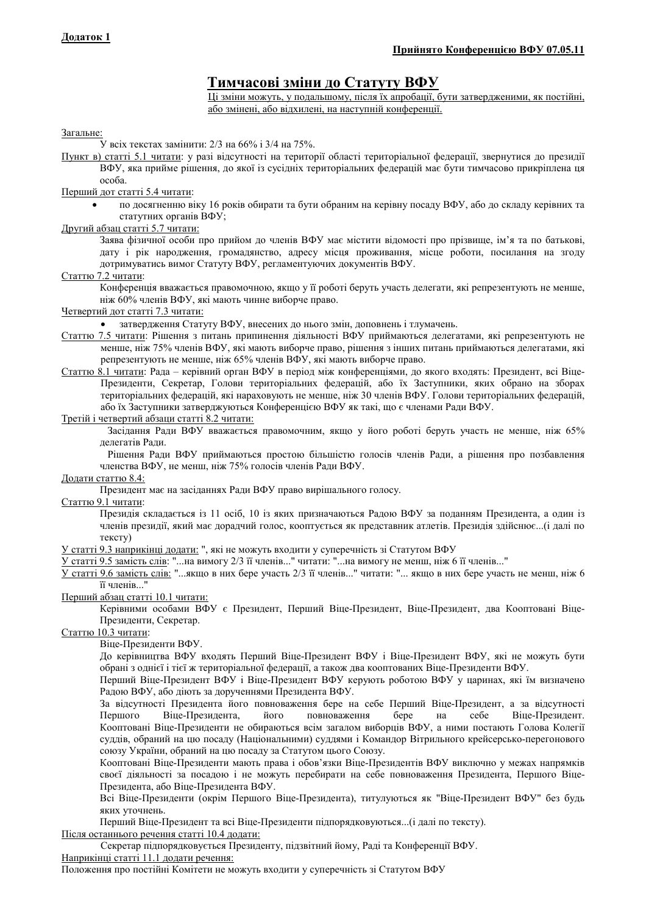**Додаток 1**

**Прийнято Конференцією ВФУ 07.05.11**

# Тимчасові зміни до Статуту ВФУ

Ці зміни можуть, у подальшому, після їх апробації, бути затвердженими, як постійні, або змінені, або відхилені, на наступній конференції.

Загальне:

У всіх текстах замінити: 2/3 на 66% і 3/4 на 75%.

Пункт в) статті 5.1 читати: у разі відсутності на території області територіальної федерації, звернутися до президії ВФУ, яка прийме рішення, до якої із сусідніх територіальних федерацій має бути тимчасово прикріплена ця особа.

Перший дот статті 5.4 читати:

- по досягненню віку 16 років обирати та бути обраним на керівну посаду ВФУ, або до складу керівних та статутних органів ВФУ;

Другий абзац статті 5.7 читати:

Заява фізичної особи про прийом до членів ВФУ має містити відомості про прізвище, ім'я та по батькові, дату і рік народження, громадянство, адресу місця проживання, місце роботи, посилання на згоду дотримуватись вимог Статуту ВФУ, регламентуючих документів ВФУ.

Статтю 7.2 читати:

Конференція вважається правомочною, якщо у її роботі беруть участь делегати, які репрезентують не менше, ніж 60% членів ВФУ, які мають чинне виборче право.

Четвертий дот статті 7.3 читати:

- затвердження Статуту ВФУ, внесених до нього змін, доповнень і тлумачень.

Статтю 7.5 читати: Рішення з питань припинення діяльності ВФУ приймаються делегатами, які репрезентують не менше, ніж 75% членів ВФУ, які мають виборче право, рішення з інших питань приймаються делегатами, які репрезентують не менше, ніж 65% членів ВФУ, які мають виборче право.

Статтю 8.1 читати: Рада – керівний орган ВФУ в період між конференціями, до якого входять: Президент, всі Віце-Президенти, Секретар, Голови територіальних федерацій, або їх Заступники, яких обрано на зборах територіальних федерацій, які нараховують не менше, ніж 30 членів ВФУ. Голови територіальних федерацій, або їх Заступники затверджуються Конференцією ВФУ як такі, що є членами Ради ВФУ.

Третій і четвертий абзаци статті 8.2 читати:

Засідання Ради ВФУ вважається правомочним, якщо у його роботі беруть участь не менше, ніж 65% делегатів Ради.

Рішення Ради ВФУ приймаються простою більшістю голосів членів Ради, а рішення про позбавлення членства ВФУ, не менш, ніж 75% голосів членів Ради ВФУ.

Додати статтю 8.4:

Президент має на засіданнях Ради ВФУ право вирішального голосу.

Статтю 9.1 читати:

Президія складається із 11 осіб, 10 із яких призначаються Радою ВФУ за поданням Президента, а один із членів президії, який має дорадчий голос, кооптується як представник атлетів. Президія здійснює...(і далі по тексту)

У статті 9.3 наприкінці додати: ", які не можуть входити у суперечність зі Статутом ВФУ

У статті 9.5 замість слів: "...на вимогу 2/3 її членів..." читати: "...на вимогу не менш, ніж 6 її членів..."

У статті 9.6 замість слів: "...якщо в них бере участь 2/3 її членів..." читати: "... якщо в них бере участь не менш, ніж 6 її членів..."

Перший абзац статті 10.1 читати:

Керівними особами ВФУ є Президент, Перший Віце-Президент, Віце-Президент, два Кооптовані Віце-Президенти, Секретар.

Статтю 10.3 читати:

Віце-Президенти ВФУ.

До керівництва ВФУ входять Перший Віце-Президент ВФУ і Віце-Президент ВФУ, які не можуть бути обрані з однієї і тієї ж територіальної федерації, а також два кооптованих Віце-Президенти ВФУ.

Перший Віце-Президент ВФУ і Віце-Президент ВФУ керують роботою ВФУ у царинах, які їм визначено Радою ВФУ, або діють за дорученнями Президента ВФУ.

За відсутності Президента його повноваження бере на себе Перший Віце-Президент, а за відсутності Першого Віце-Президента, його повноваження бере на себе Віце-Президент. Кооптовані Віце-Президенти не обираються всім загалом виборців ВФУ, а ними постають Голова Колегії суддів, обраний на цю посаду (Національними) суддями і Командор Вітрильного крейсерсько-перегонового союзу України, обраний на цю посаду за Статутом цього Союзу.

Кооптовані Віце-Президенти мають права і обов'язки Віце-Президентів ВФУ виключно у межах напрямків своєї діяльності за посадою і не можуть перебирати на себе повноваження Президента, Першого Віце-Президента, або Віце-Президента ВФУ.

Всі Віце-Президенти (окрім Першого Віце-Президента), титулуються як "Віце-Президент ВФУ" без будь яких уточнень.

Перший Віце-Президент та всі Віце-Президенти підпорядковуються...(і далі по тексту).

Після останнього речення статті 10.4 додати:

Секретар підпорядковується Президенту, підзвітний йому, Раді та Конференції ВФУ.

Наприкінці статті 11.1 додати речення:

Положення про постійні Комітети не можуть входити у суперечність зі Статутом ВФУ